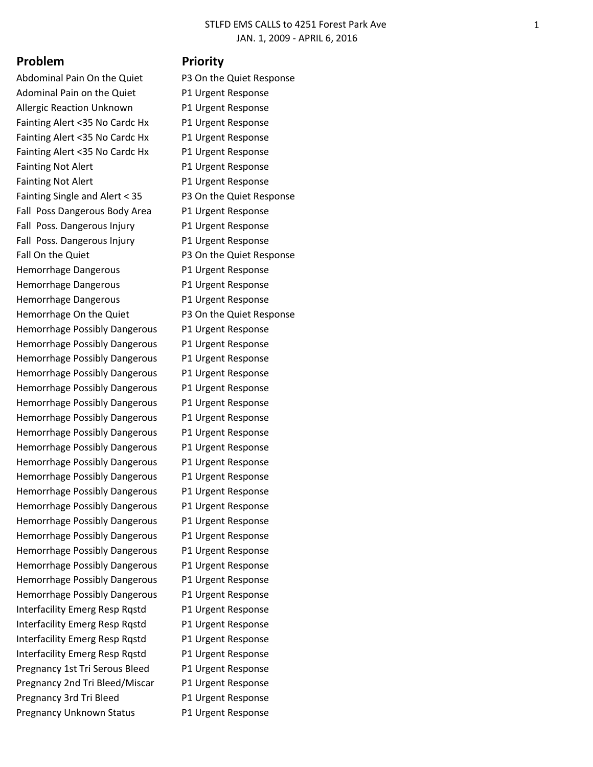STLFD EMS CALLS to 4251 Forest Park Ave
JAN. 1, 2009 - APRIL 6, 2016

| Problem | Priority |
|---|---|
| Abdominal Pain On the Quiet | P3 On the Quiet Response |
| Adominal Pain on the Quiet | P1 Urgent Response |
| Allergic Reaction Unknown | P1 Urgent Response |
| Fainting Alert <35 No Cardc Hx | P1 Urgent Response |
| Fainting Alert <35 No Cardc Hx | P1 Urgent Response |
| Fainting Alert <35 No Cardc Hx | P1 Urgent Response |
| Fainting Not Alert | P1 Urgent Response |
| Fainting Not Alert | P1 Urgent Response |
| Fainting Single and Alert < 35 | P3 On the Quiet Response |
| Fall Poss Dangerous Body Area | P1 Urgent Response |
| Fall Poss. Dangerous Injury | P1 Urgent Response |
| Fall Poss. Dangerous Injury | P1 Urgent Response |
| Fall On the Quiet | P3 On the Quiet Response |
| Hemorrhage Dangerous | P1 Urgent Response |
| Hemorrhage Dangerous | P1 Urgent Response |
| Hemorrhage Dangerous | P1 Urgent Response |
| Hemorrhage On the Quiet | P3 On the Quiet Response |
| Hemorrhage Possibly Dangerous | P1 Urgent Response |
| Hemorrhage Possibly Dangerous | P1 Urgent Response |
| Hemorrhage Possibly Dangerous | P1 Urgent Response |
| Hemorrhage Possibly Dangerous | P1 Urgent Response |
| Hemorrhage Possibly Dangerous | P1 Urgent Response |
| Hemorrhage Possibly Dangerous | P1 Urgent Response |
| Hemorrhage Possibly Dangerous | P1 Urgent Response |
| Hemorrhage Possibly Dangerous | P1 Urgent Response |
| Hemorrhage Possibly Dangerous | P1 Urgent Response |
| Hemorrhage Possibly Dangerous | P1 Urgent Response |
| Hemorrhage Possibly Dangerous | P1 Urgent Response |
| Hemorrhage Possibly Dangerous | P1 Urgent Response |
| Hemorrhage Possibly Dangerous | P1 Urgent Response |
| Hemorrhage Possibly Dangerous | P1 Urgent Response |
| Hemorrhage Possibly Dangerous | P1 Urgent Response |
| Hemorrhage Possibly Dangerous | P1 Urgent Response |
| Hemorrhage Possibly Dangerous | P1 Urgent Response |
| Hemorrhage Possibly Dangerous | P1 Urgent Response |
| Hemorrhage Possibly Dangerous | P1 Urgent Response |
| Interfacility Emerg Resp Rqstd | P1 Urgent Response |
| Interfacility Emerg Resp Rqstd | P1 Urgent Response |
| Interfacility Emerg Resp Rqstd | P1 Urgent Response |
| Interfacility Emerg Resp Rqstd | P1 Urgent Response |
| Pregnancy 1st Tri Serous Bleed | P1 Urgent Response |
| Pregnancy 2nd Tri Bleed/Miscar | P1 Urgent Response |
| Pregnancy 3rd Tri Bleed | P1 Urgent Response |
| Pregnancy Unknown Status | P1 Urgent Response |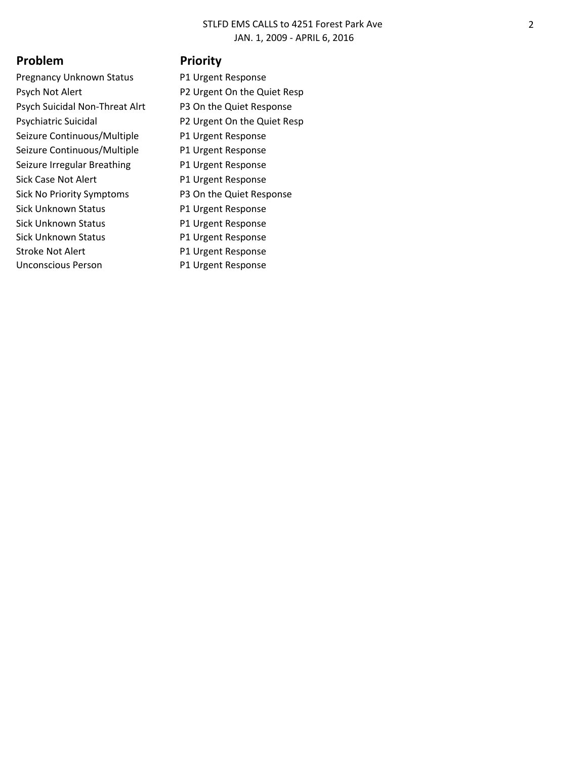| Problem | Priority |
|---|---|
| Pregnancy Unknown Status | P1 Urgent Response |
| Psych Not Alert | P2 Urgent On the Quiet Resp |
| Psych Suicidal Non-Threat Alrt | P3 On the Quiet Response |
| Psychiatric Suicidal | P2 Urgent On the Quiet Resp |
| Seizure Continuous/Multiple | P1 Urgent Response |
| Seizure Continuous/Multiple | P1 Urgent Response |
| Seizure Irregular Breathing | P1 Urgent Response |
| Sick Case Not Alert | P1 Urgent Response |
| Sick No Priority Symptoms | P3 On the Quiet Response |
| Sick Unknown Status | P1 Urgent Response |
| Sick Unknown Status | P1 Urgent Response |
| Sick Unknown Status | P1 Urgent Response |
| Stroke Not Alert | P1 Urgent Response |
| Unconscious Person | P1 Urgent Response |